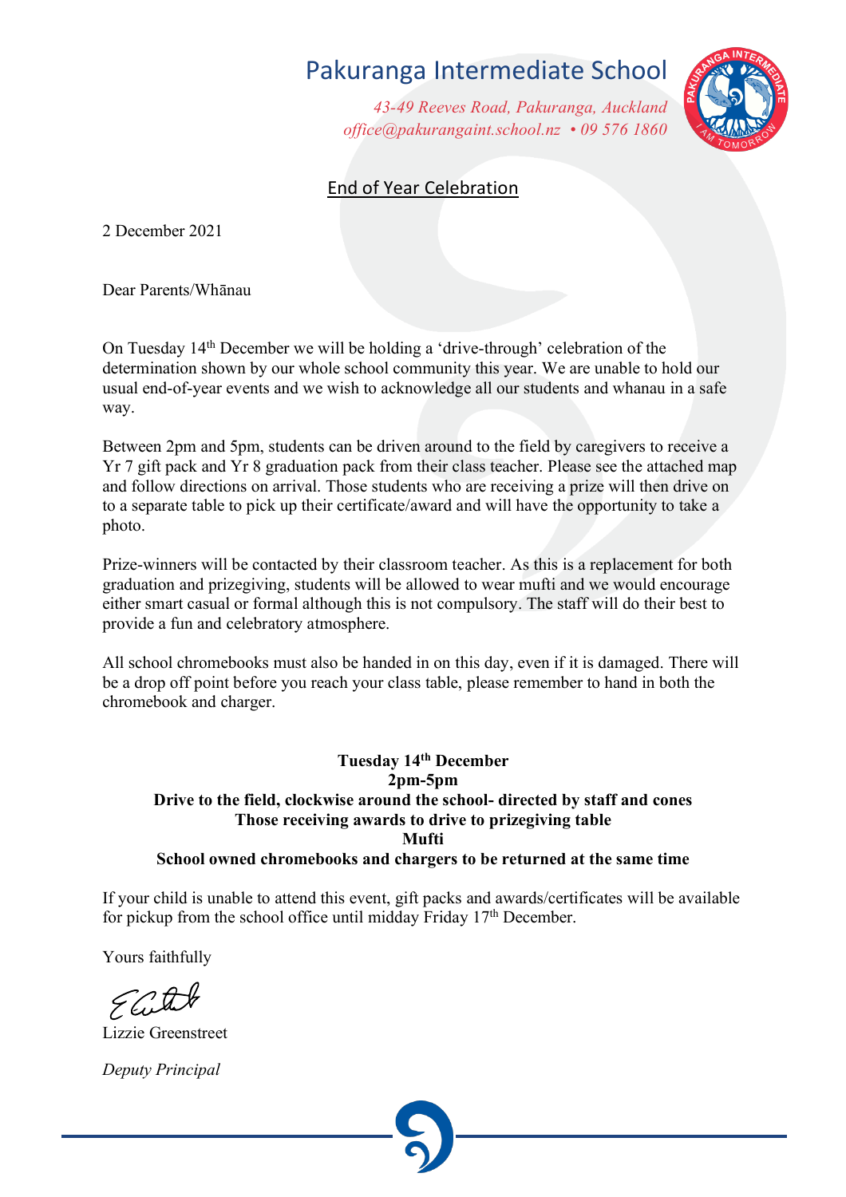# Pakuranga Intermediate School

*43-49 Reeves Road, Pakuranga, Auckland*
*office@pakurangaint.school.nz • 09 576 1860*

## End of Year Celebration

2 December 2021

Dear Parents/Whānau

On Tuesday 14th December we will be holding a 'drive-through' celebration of the determination shown by our whole school community this year. We are unable to hold our usual end-of-year events and we wish to acknowledge all our students and whanau in a safe way.

Between 2pm and 5pm, students can be driven around to the field by caregivers to receive a Yr 7 gift pack and Yr 8 graduation pack from their class teacher. Please see the attached map and follow directions on arrival. Those students who are receiving a prize will then drive on to a separate table to pick up their certificate/award and will have the opportunity to take a photo.

Prize-winners will be contacted by their classroom teacher. As this is a replacement for both graduation and prizegiving, students will be allowed to wear mufti and we would encourage either smart casual or formal although this is not compulsory. The staff will do their best to provide a fun and celebratory atmosphere.

All school chromebooks must also be handed in on this day, even if it is damaged. There will be a drop off point before you reach your class table, please remember to hand in both the chromebook and charger.

**Tuesday 14th December**
**2pm-5pm**
**Drive to the field, clockwise around the school- directed by staff and cones**
**Those receiving awards to drive to prizegiving table**
**Mufti**
**School owned chromebooks and chargers to be returned at the same time**

If your child is unable to attend this event, gift packs and awards/certificates will be available for pickup from the school office until midday Friday 17th December.

Yours faithfully

Lizzie Greenstreet

*Deputy Principal*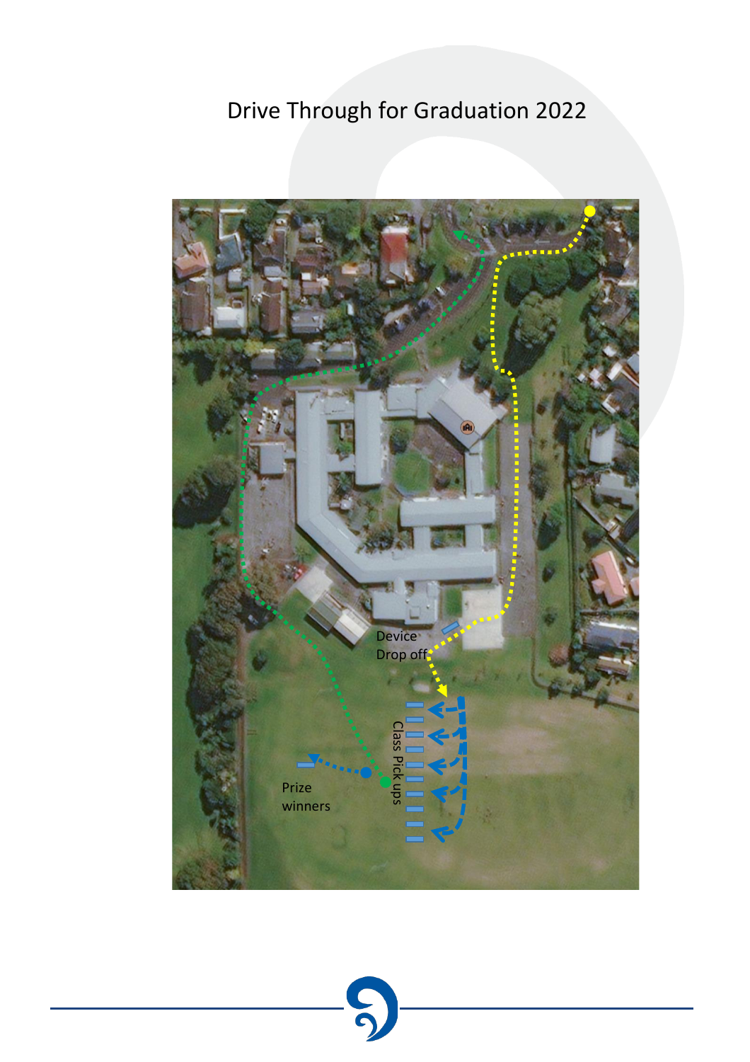# Drive Through for Graduation 2022

Device
Drop off

Class Pick ups

Prize
winners